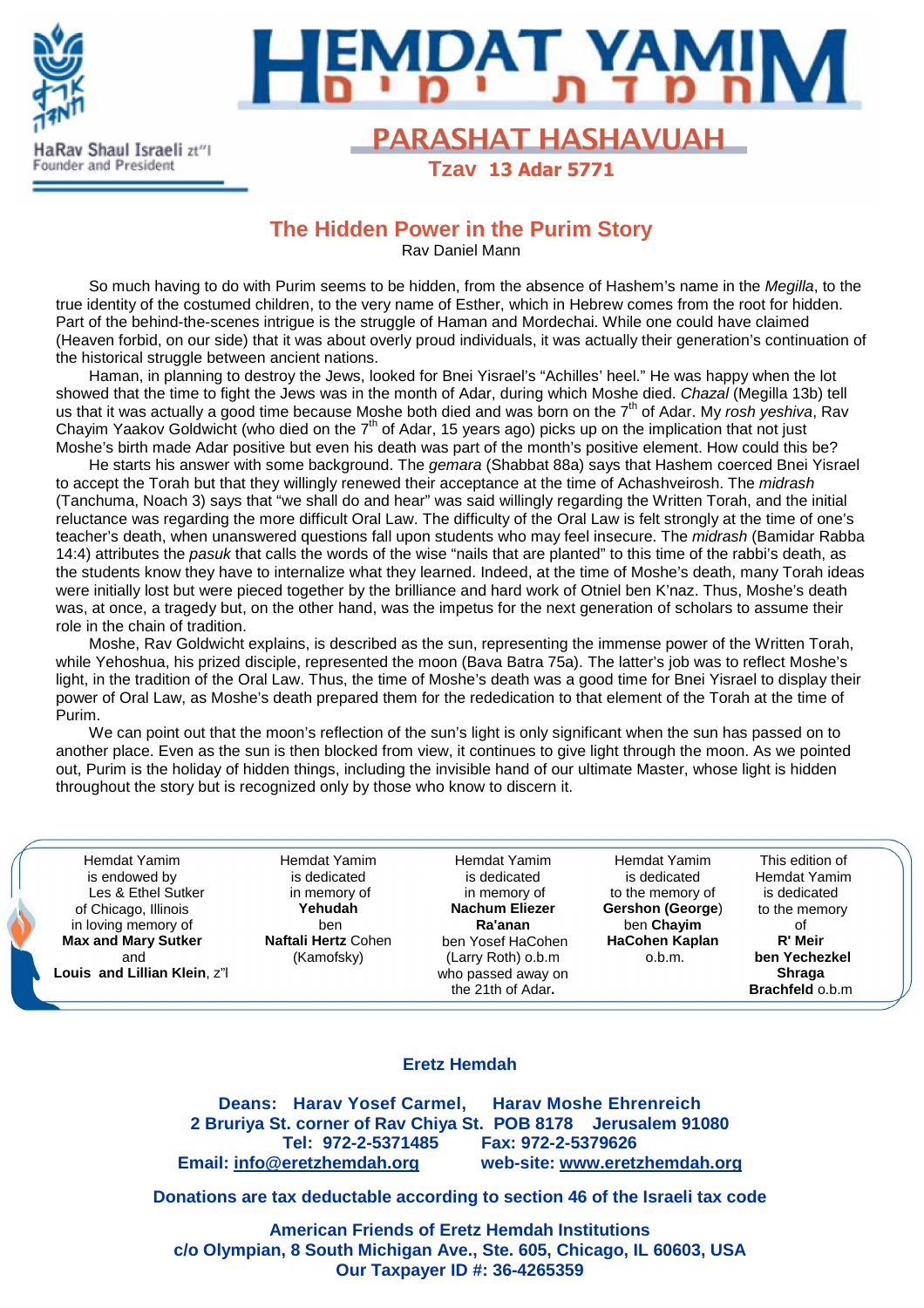HaRav Shaul Israeli zt"l
Founder and President

# HEMDAT YAMIM

## PARASHAT HASHAVUAH

**Tzav 13 Adar 5771**

## The Hidden Power in the Purim Story

Rav Daniel Mann

So much having to do with Purim seems to be hidden, from the absence of Hashem's name in the *Megilla*, to the true identity of the costumed children, to the very name of Esther, which in Hebrew comes from the root for hidden. Part of the behind-the-scenes intrigue is the struggle of Haman and Mordechai. While one could have claimed (Heaven forbid, on our side) that it was about overly proud individuals, it was actually their generation's continuation of the historical struggle between ancient nations.

Haman, in planning to destroy the Jews, looked for Bnei Yisrael's "Achilles' heel." He was happy when the lot showed that the time to fight the Jews was in the month of Adar, during which Moshe died. *Chazal* (Megilla 13b) tell us that it was actually a good time because Moshe both died and was born on the 7th of Adar. My *rosh yeshiva*, Rav Chayim Yaakov Goldwicht (who died on the 7th of Adar, 15 years ago) picks up on the implication that not just Moshe's birth made Adar positive but even his death was part of the month's positive element. How could this be?

He starts his answer with some background. The *gemara* (Shabbat 88a) says that Hashem coerced Bnei Yisrael to accept the Torah but that they willingly renewed their acceptance at the time of Achashveirosh. The *midrash* (Tanchuma, Noach 3) says that "we shall do and hear" was said willingly regarding the Written Torah, and the initial reluctance was regarding the more difficult Oral Law. The difficulty of the Oral Law is felt strongly at the time of one's teacher's death, when unanswered questions fall upon students who may feel insecure. The *midrash* (Bamidar Rabba 14:4) attributes the *pasuk* that calls the words of the wise "nails that are planted" to this time of the rabbi's death, as the students know they have to internalize what they learned. Indeed, at the time of Moshe's death, many Torah ideas were initially lost but were pieced together by the brilliance and hard work of Otniel ben K'naz. Thus, Moshe's death was, at once, a tragedy but, on the other hand, was the impetus for the next generation of scholars to assume their role in the chain of tradition.

Moshe, Rav Goldwicht explains, is described as the sun, representing the immense power of the Written Torah, while Yehoshua, his prized disciple, represented the moon (Bava Batra 75a). The latter's job was to reflect Moshe's light, in the tradition of the Oral Law. Thus, the time of Moshe's death was a good time for Bnei Yisrael to display their power of Oral Law, as Moshe's death prepared them for the rededication to that element of the Torah at the time of Purim.

We can point out that the moon's reflection of the sun's light is only significant when the sun has passed on to another place. Even as the sun is then blocked from view, it continues to give light through the moon. As we pointed out, Purim is the holiday of hidden things, including the invisible hand of our ultimate Master, whose light is hidden throughout the story but is recognized only by those who know to discern it.

---

Hemdat Yamim is endowed by Les & Ethel Sutker of Chicago, Illinois in loving memory of **Max and Mary Sutker** and **Louis and Lillian Klein**, z"l

Hemdat Yamim is dedicated in memory of **Yehudah** ben **Naftali Hertz** Cohen (Kamofsky)

Hemdat Yamim is dedicated in memory of **Nachum Eliezer Ra'anan** ben Yosef HaCohen (Larry Roth) o.b.m who passed away on the 21th of Adar**.**

Hemdat Yamim is dedicated to the memory of **Gershon (George**) ben **Chayim HaCohen Kaplan** o.b.m.

This edition of Hemdat Yamim is dedicated to the memory of **R' Meir ben Yechezkel Shraga Brachfeld** o.b.m

---

**Eretz Hemdah**

**Deans: Harav Yosef Carmel, Harav Moshe Ehrenreich**
**2 Bruriya St. corner of Rav Chiya St. POB 8178 Jerusalem 91080**
**Tel: 972-2-5371485 Fax: 972-2-5379626**
**Email: info@eretzhemdah.org web-site: www.eretzhemdah.org**

**Donations are tax deductable according to section 46 of the Israeli tax code**

**American Friends of Eretz Hemdah Institutions**
**c/o Olympian, 8 South Michigan Ave., Ste. 605, Chicago, IL 60603, USA**
**Our Taxpayer ID #: 36-4265359**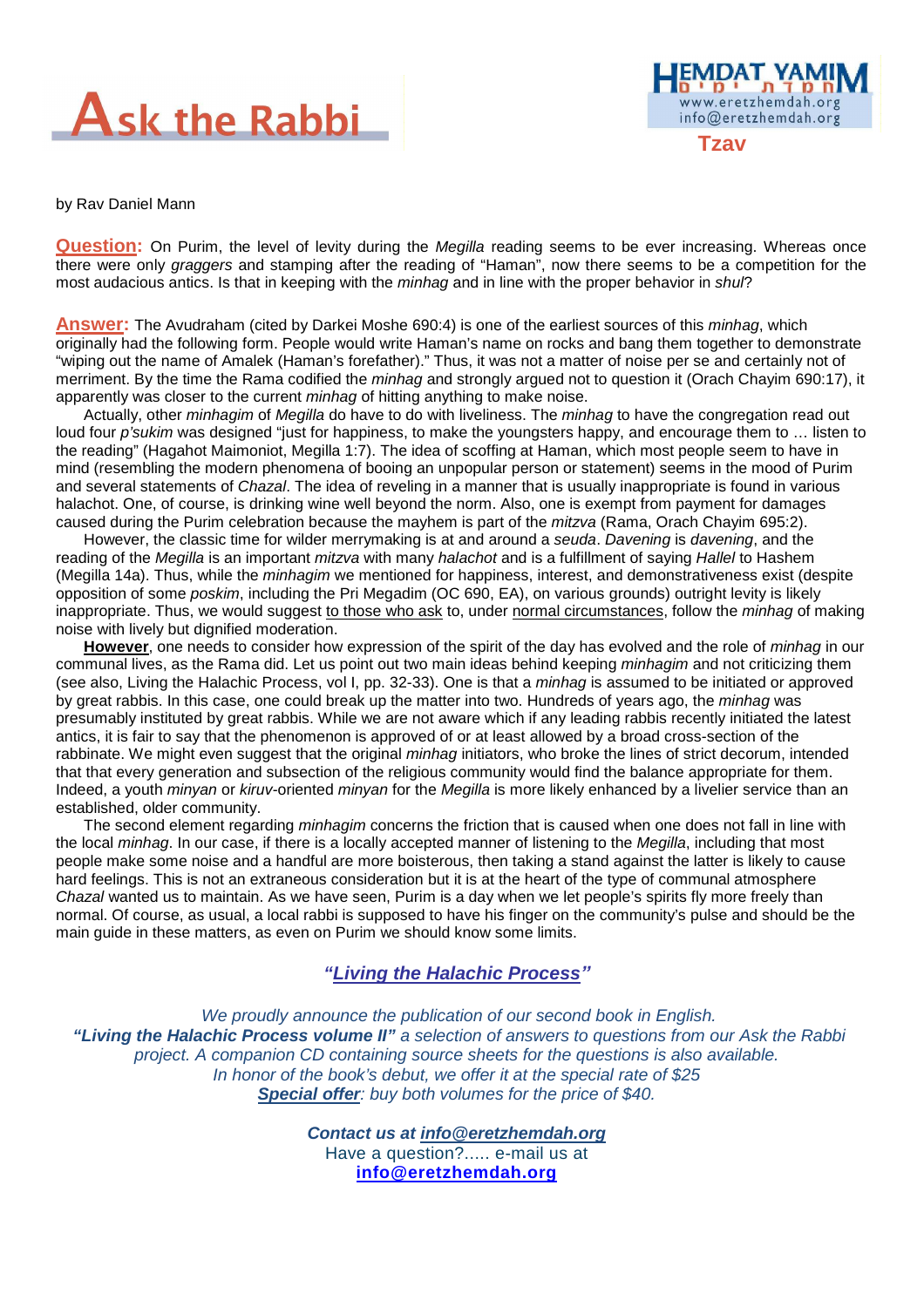# Ask the Rabbi

**HEMDAT YAMIM**
www.eretzhemdah.org
info@eretzhemdah.org

**Tzav**

by Rav Daniel Mann

**Question:** On Purim, the level of levity during the *Megilla* reading seems to be ever increasing. Whereas once there were only *graggers* and stamping after the reading of "Haman", now there seems to be a competition for the most audacious antics. Is that in keeping with the *minhag* and in line with the proper behavior in *shul*?

**Answer:** The Avudraham (cited by Darkei Moshe 690:4) is one of the earliest sources of this *minhag*, which originally had the following form. People would write Haman's name on rocks and bang them together to demonstrate "wiping out the name of Amalek (Haman's forefather)." Thus, it was not a matter of noise per se and certainly not of merriment. By the time the Rama codified the *minhag* and strongly argued not to question it (Orach Chayim 690:17), it apparently was closer to the current *minhag* of hitting anything to make noise.

Actually, other *minhagim* of *Megilla* do have to do with liveliness. The *minhag* to have the congregation read out loud four *p'sukim* was designed "just for happiness, to make the youngsters happy, and encourage them to … listen to the reading" (Hagahot Maimoniot, Megilla 1:7). The idea of scoffing at Haman, which most people seem to have in mind (resembling the modern phenomena of booing an unpopular person or statement) seems in the mood of Purim and several statements of *Chazal*. The idea of reveling in a manner that is usually inappropriate is found in various halachot. One, of course, is drinking wine well beyond the norm. Also, one is exempt from payment for damages caused during the Purim celebration because the mayhem is part of the *mitzva* (Rama, Orach Chayim 695:2).

However, the classic time for wilder merrymaking is at and around a *seuda*. *Davening* is *davening*, and the reading of the *Megilla* is an important *mitzva* with many *halachot* and is a fulfillment of saying *Hallel* to Hashem (Megilla 14a). Thus, while the *minhagim* we mentioned for happiness, interest, and demonstrativeness exist (despite opposition of some *poskim*, including the Pri Megadim (OC 690, EA), on various grounds) outright levity is likely inappropriate. Thus, we would suggest <u>to those who ask</u> to, under <u>normal circumstances</u>, follow the *minhag* of making noise with lively but dignified moderation.

<u>**However**</u>, one needs to consider how expression of the spirit of the day has evolved and the role of *minhag* in our communal lives, as the Rama did. Let us point out two main ideas behind keeping *minhagim* and not criticizing them (see also, Living the Halachic Process, vol I, pp. 32-33). One is that a *minhag* is assumed to be initiated or approved by great rabbis. In this case, one could break up the matter into two. Hundreds of years ago, the *minhag* was presumably instituted by great rabbis. While we are not aware which if any leading rabbis recently initiated the latest antics, it is fair to say that the phenomenon is approved of or at least allowed by a broad cross-section of the rabbinate. We might even suggest that the original *minhag* initiators, who broke the lines of strict decorum, intended that that every generation and subsection of the religious community would find the balance appropriate for them. Indeed, a youth *minyan* or *kiruv*-oriented *minyan* for the *Megilla* is more likely enhanced by a livelier service than an established, older community.

The second element regarding *minhagim* concerns the friction that is caused when one does not fall in line with the local *minhag*. In our case, if there is a locally accepted manner of listening to the *Megilla*, including that most people make some noise and a handful are more boisterous, then taking a stand against the latter is likely to cause hard feelings. This is not an extraneous consideration but it is at the heart of the type of communal atmosphere *Chazal* wanted us to maintain. As we have seen, Purim is a day when we let people's spirits fly more freely than normal. Of course, as usual, a local rabbi is supposed to have his finger on the community's pulse and should be the main guide in these matters, as even on Purim we should know some limits.

## *"Living the Halachic Process"*

*We proudly announce the publication of our second book in English.*
***"Living the Halachic Process volume II"** a selection of answers to questions from our Ask the Rabbi project. A companion CD containing source sheets for the questions is also available.*
*In honor of the book's debut, we offer it at the special rate of $25*
***<u>Special offer</u>**: buy both volumes for the price of $40.*

***Contact us at info@eretzhemdah.org***
Have a question?..... e-mail us at
**info@eretzhemdah.org**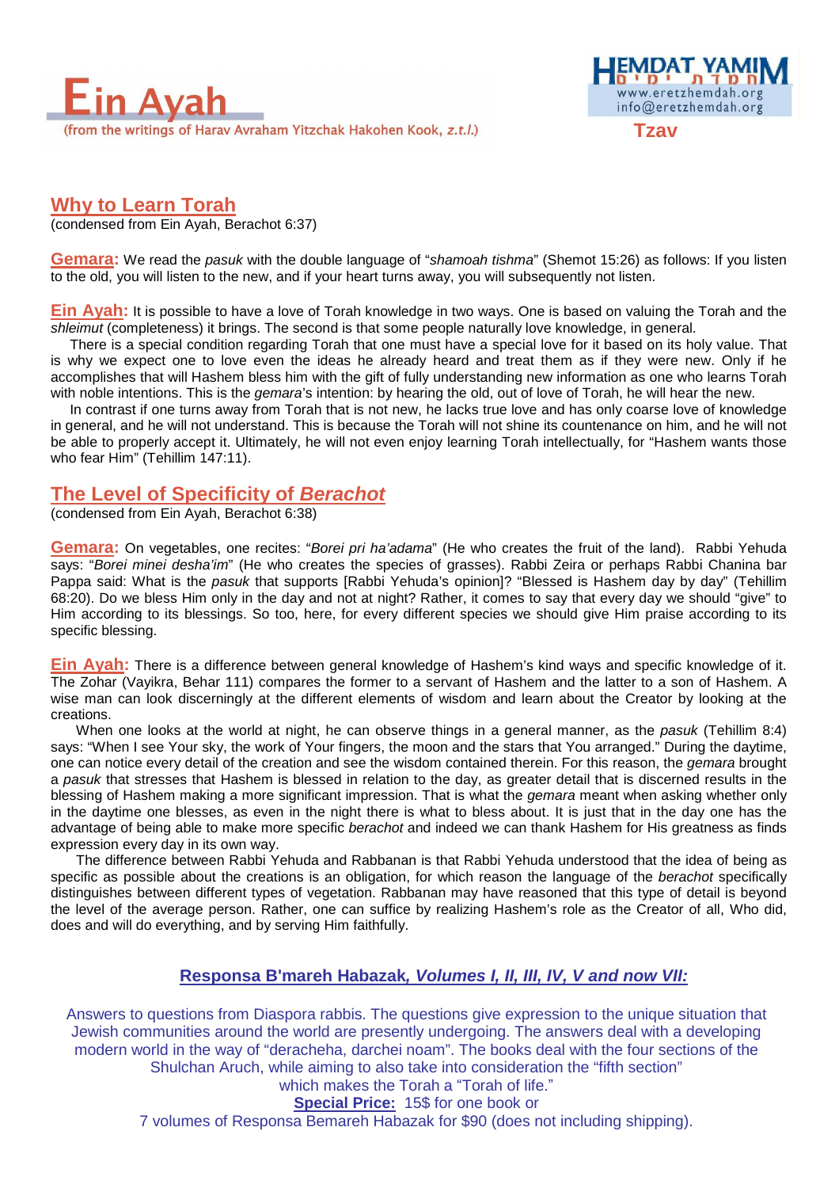# Ein Ayah

(from the writings of Harav Avraham Yitzchak Hakohen Kook, *z.t.l.*)

HEMDAT YAMIM
www.eretzhemdah.org
info@eretzhemdah.org

**Tzav**

## Why to Learn Torah

(condensed from Ein Ayah, Berachot 6:37)

**Gemara:** We read the *pasuk* with the double language of "*shamoah tishma*" (Shemot 15:26) as follows: If you listen to the old, you will listen to the new, and if your heart turns away, you will subsequently not listen.

**Ein Ayah:** It is possible to have a love of Torah knowledge in two ways. One is based on valuing the Torah and the *shleimut* (completeness) it brings. The second is that some people naturally love knowledge, in general.

There is a special condition regarding Torah that one must have a special love for it based on its holy value. That is why we expect one to love even the ideas he already heard and treat them as if they were new. Only if he accomplishes that will Hashem bless him with the gift of fully understanding new information as one who learns Torah with noble intentions. This is the *gemara*'s intention: by hearing the old, out of love of Torah, he will hear the new.

In contrast if one turns away from Torah that is not new, he lacks true love and has only coarse love of knowledge in general, and he will not understand. This is because the Torah will not shine its countenance on him, and he will not be able to properly accept it. Ultimately, he will not even enjoy learning Torah intellectually, for "Hashem wants those who fear Him" (Tehillim 147:11).

## The Level of Specificity of *Berachot*

(condensed from Ein Ayah, Berachot 6:38)

**Gemara:** On vegetables, one recites: "*Borei pri ha'adama*" (He who creates the fruit of the land). Rabbi Yehuda says: "*Borei minei desha'im*" (He who creates the species of grasses). Rabbi Zeira or perhaps Rabbi Chanina bar Pappa said: What is the *pasuk* that supports [Rabbi Yehuda's opinion]? "Blessed is Hashem day by day" (Tehillim 68:20). Do we bless Him only in the day and not at night? Rather, it comes to say that every day we should "give" to Him according to its blessings. So too, here, for every different species we should give Him praise according to its specific blessing.

**Ein Ayah:** There is a difference between general knowledge of Hashem's kind ways and specific knowledge of it. The Zohar (Vayikra, Behar 111) compares the former to a servant of Hashem and the latter to a son of Hashem. A wise man can look discerningly at the different elements of wisdom and learn about the Creator by looking at the creations.

When one looks at the world at night, he can observe things in a general manner, as the *pasuk* (Tehillim 8:4) says: "When I see Your sky, the work of Your fingers, the moon and the stars that You arranged." During the daytime, one can notice every detail of the creation and see the wisdom contained therein. For this reason, the *gemara* brought a *pasuk* that stresses that Hashem is blessed in relation to the day, as greater detail that is discerned results in the blessing of Hashem making a more significant impression. That is what the *gemara* meant when asking whether only in the daytime one blesses, as even in the night there is what to bless about. It is just that in the day one has the advantage of being able to make more specific *berachot* and indeed we can thank Hashem for His greatness as finds expression every day in its own way.

The difference between Rabbi Yehuda and Rabbanan is that Rabbi Yehuda understood that the idea of being as specific as possible about the creations is an obligation, for which reason the language of the *berachot* specifically distinguishes between different types of vegetation. Rabbanan may have reasoned that this type of detail is beyond the level of the average person. Rather, one can suffice by realizing Hashem's role as the Creator of all, Who did, does and will do everything, and by serving Him faithfully.

**Responsa B'mareh Habazak, *Volumes I, II, III, IV, V and now VII:***

Answers to questions from Diaspora rabbis. The questions give expression to the unique situation that Jewish communities around the world are presently undergoing. The answers deal with a developing modern world in the way of "deracheha, darchei noam". The books deal with the four sections of the Shulchan Aruch, while aiming to also take into consideration the "fifth section" which makes the Torah a "Torah of life."

**Special Price:** 15$ for one book or
7 volumes of Responsa Bemareh Habazak for $90 (does not including shipping).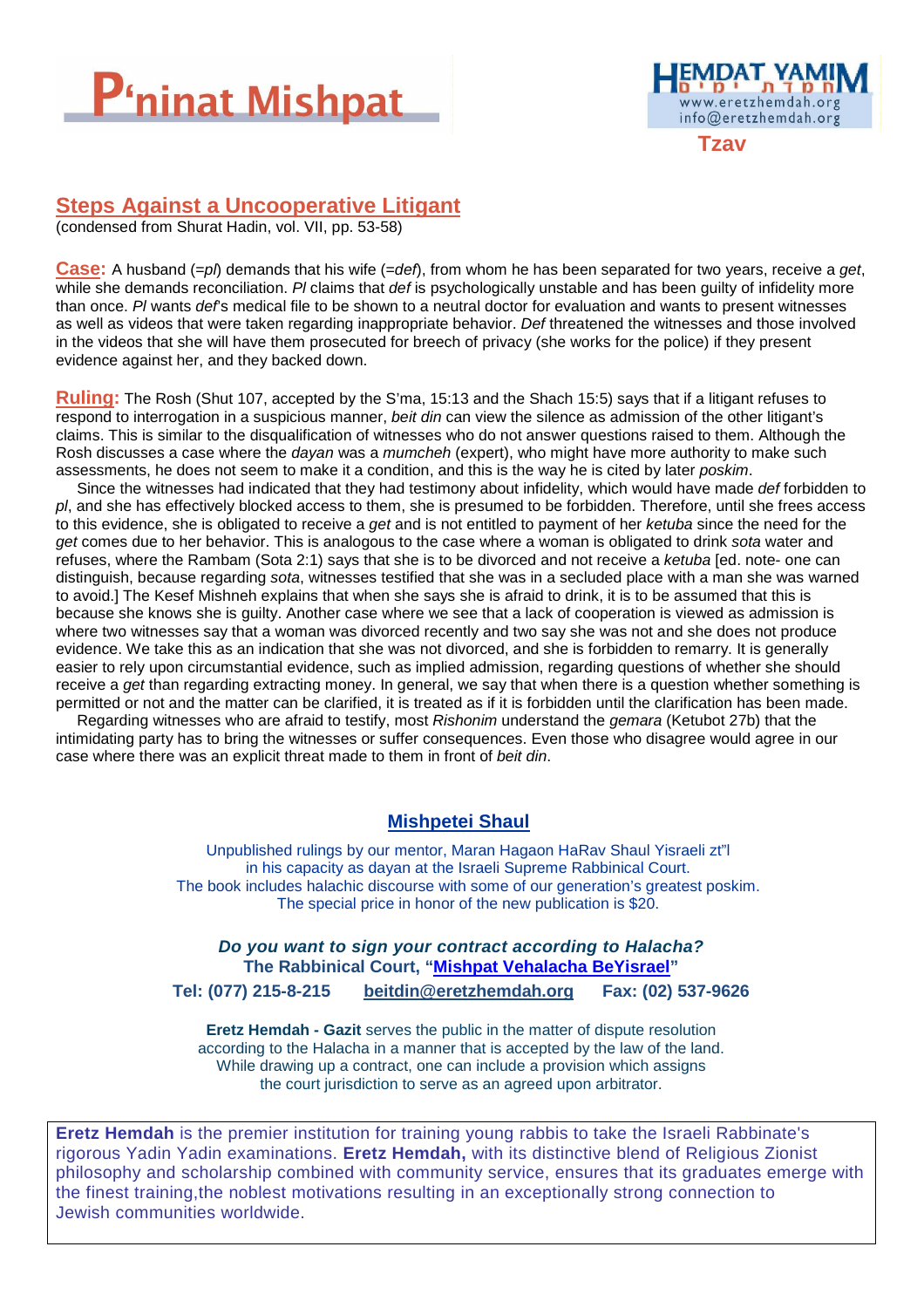# P'ninat Mishpat

**HEMDAT YAMIM**
www.eretzhemdah.org
info@eretzhemdah.org

**Tzav**

## Steps Against a Uncooperative Litigant

(condensed from Shurat Hadin, vol. VII, pp. 53-58)

**Case:** A husband (=*pl*) demands that his wife (=*def*), from whom he has been separated for two years, receive a *get*, while she demands reconciliation. *Pl* claims that *def* is psychologically unstable and has been guilty of infidelity more than once. *Pl* wants *def*'s medical file to be shown to a neutral doctor for evaluation and wants to present witnesses as well as videos that were taken regarding inappropriate behavior. *Def* threatened the witnesses and those involved in the videos that she will have them prosecuted for breech of privacy (she works for the police) if they present evidence against her, and they backed down.

**Ruling:** The Rosh (Shut 107, accepted by the S'ma, 15:13 and the Shach 15:5) says that if a litigant refuses to respond to interrogation in a suspicious manner, *beit din* can view the silence as admission of the other litigant's claims. This is similar to the disqualification of witnesses who do not answer questions raised to them. Although the Rosh discusses a case where the *dayan* was a *mumcheh* (expert), who might have more authority to make such assessments, he does not seem to make it a condition, and this is the way he is cited by later *poskim*.

Since the witnesses had indicated that they had testimony about infidelity, which would have made *def* forbidden to *pl*, and she has effectively blocked access to them, she is presumed to be forbidden. Therefore, until she frees access to this evidence, she is obligated to receive a *get* and is not entitled to payment of her *ketuba* since the need for the *get* comes due to her behavior. This is analogous to the case where a woman is obligated to drink *sota* water and refuses, where the Rambam (Sota 2:1) says that she is to be divorced and not receive a *ketuba* [ed. note- one can distinguish, because regarding *sota*, witnesses testified that she was in a secluded place with a man she was warned to avoid.] The Kesef Mishneh explains that when she says she is afraid to drink, it is to be assumed that this is because she knows she is guilty. Another case where we see that a lack of cooperation is viewed as admission is where two witnesses say that a woman was divorced recently and two say she was not and she does not produce evidence. We take this as an indication that she was not divorced, and she is forbidden to remarry. It is generally easier to rely upon circumstantial evidence, such as implied admission, regarding questions of whether she should receive a *get* than regarding extracting money. In general, we say that when there is a question whether something is permitted or not and the matter can be clarified, it is treated as if it is forbidden until the clarification has been made.

Regarding witnesses who are afraid to testify, most *Rishonim* understand the *gemara* (Ketubot 27b) that the intimidating party has to bring the witnesses or suffer consequences. Even those who disagree would agree in our case where there was an explicit threat made to them in front of *beit din*.

### Mishpetei Shaul

Unpublished rulings by our mentor, Maran Hagaon HaRav Shaul Yisraeli zt"l
in his capacity as dayan at the Israeli Supreme Rabbinical Court.
The book includes halachic discourse with some of our generation's greatest poskim.
The special price in honor of the new publication is $20.

***Do you want to sign your contract according to Halacha?***
**The Rabbinical Court, "Mishpat Vehalacha BeYisrael"**
**Tel: (077) 215-8-215 beitdin@eretzhemdah.org Fax: (02) 537-9626**

**Eretz Hemdah - Gazit** serves the public in the matter of dispute resolution according to the Halacha in a manner that is accepted by the law of the land. While drawing up a contract, one can include a provision which assigns the court jurisdiction to serve as an agreed upon arbitrator.

**Eretz Hemdah** is the premier institution for training young rabbis to take the Israeli Rabbinate's rigorous Yadin Yadin examinations. **Eretz Hemdah,** with its distinctive blend of Religious Zionist philosophy and scholarship combined with community service, ensures that its graduates emerge with the finest training,the noblest motivations resulting in an exceptionally strong connection to Jewish communities worldwide.